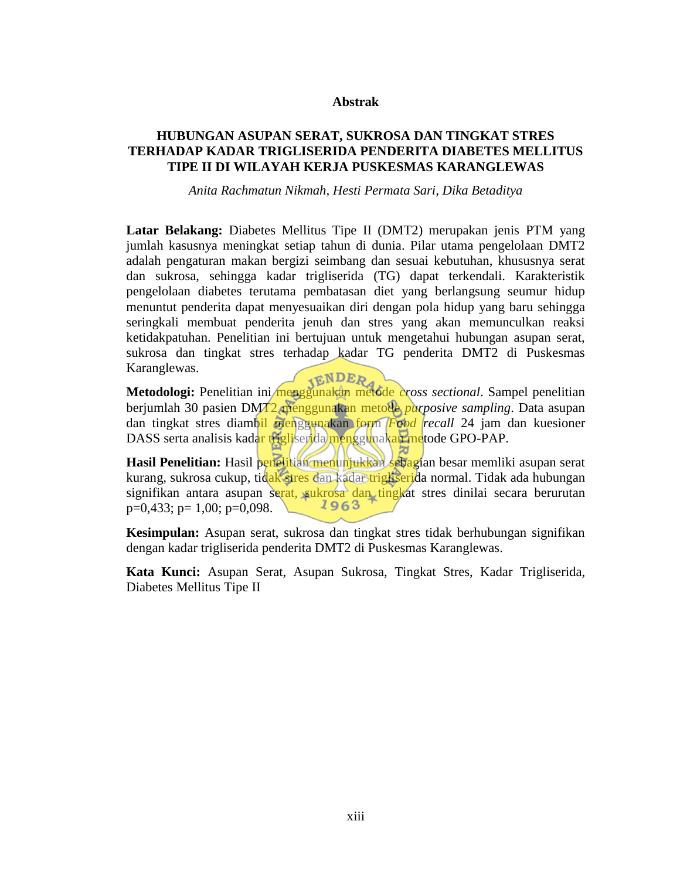## Abstrak

### HUBUNGAN ASUPAN SERAT, SUKROSA DAN TINGKAT STRES TERHADAP KADAR TRIGLISERIDA PENDERITA DIABETES MELLITUS TIPE II DI WILAYAH KERJA PUSKESMAS KARANGLEWAS

*Anita Rachmatun Nikmah, Hesti Permata Sari, Dika Betaditya*

**Latar Belakang:** Diabetes Mellitus Tipe II (DMT2) merupakan jenis PTM yang jumlah kasusnya meningkat setiap tahun di dunia. Pilar utama pengelolaan DMT2 adalah pengaturan makan bergizi seimbang dan sesuai kebutuhan, khususnya serat dan sukrosa, sehingga kadar trigliserida (TG) dapat terkendali. Karakteristik pengelolaan diabetes terutama pembatasan diet yang berlangsung seumur hidup menuntut penderita dapat menyesuaikan diri dengan pola hidup yang baru sehingga seringkali membuat penderita jenuh dan stres yang akan memunculkan reaksi ketidakpatuhan. Penelitian ini bertujuan untuk mengetahui hubungan asupan serat, sukrosa dan tingkat stres terhadap kadar TG penderita DMT2 di Puskesmas Karanglewas.

**Metodologi:** Penelitian ini menggunakan metode *cross sectional*. Sampel penelitian berjumlah 30 pasien DMT2 menggunakan metode *purposive sampling*. Data asupan dan tingkat stres diambil menggunakan form *Food recall* 24 jam dan kuesioner DASS serta analisis kadar trigliserida menggunakan metode GPO-PAP.

**Hasil Penelitian:** Hasil penelitian menunjukkan sebagian besar memliki asupan serat kurang, sukrosa cukup, tidak stres dan kadar trigliserida normal. Tidak ada hubungan signifikan antara asupan serat, sukrosa dan tingkat stres dinilai secara berurutan p=0,433; p= 1,00; p=0,098.

**Kesimpulan:** Asupan serat, sukrosa dan tingkat stres tidak berhubungan signifikan dengan kadar trigliserida penderita DMT2 di Puskesmas Karanglewas.

**Kata Kunci:** Asupan Serat, Asupan Sukrosa, Tingkat Stres, Kadar Trigliserida, Diabetes Mellitus Tipe II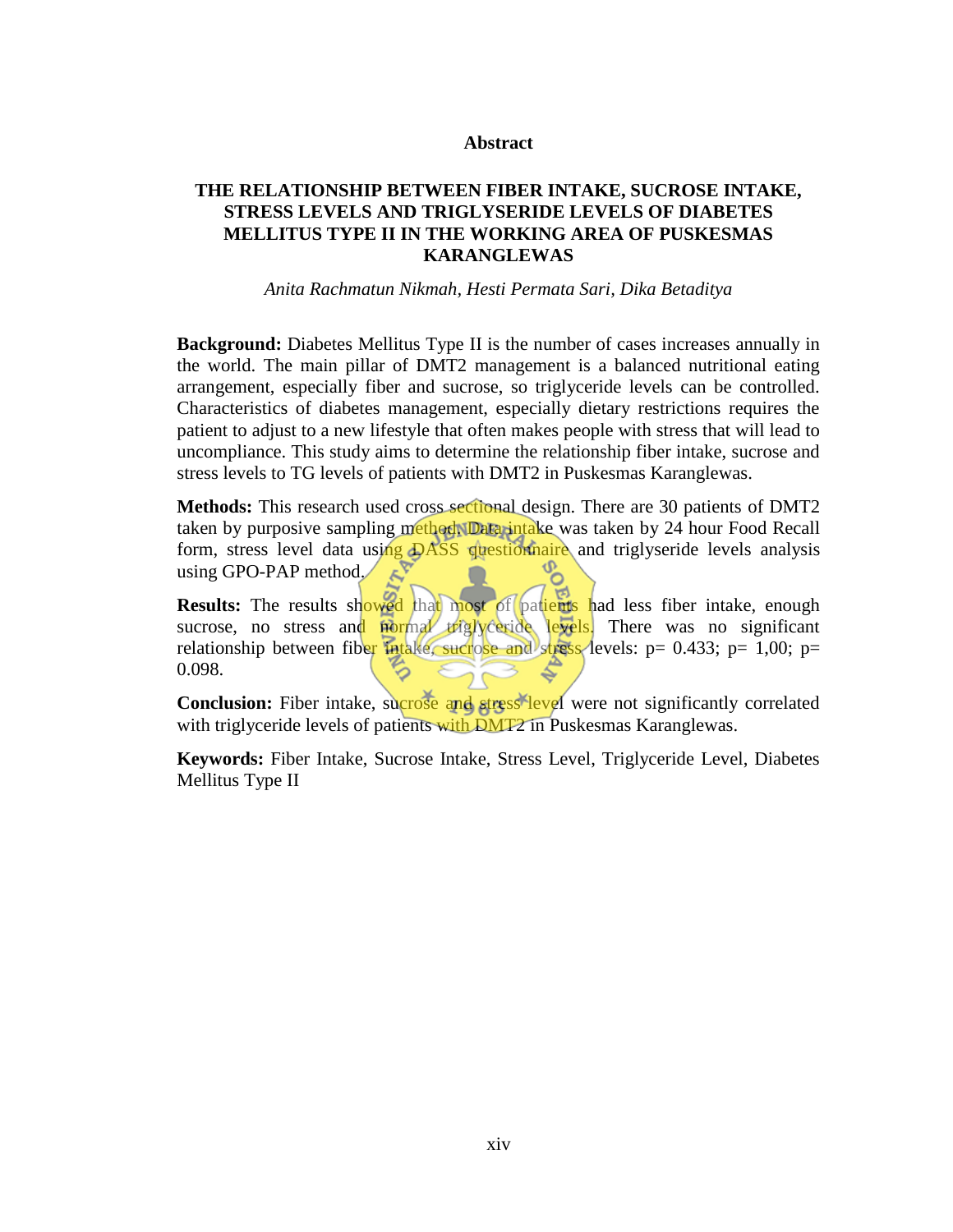## Abstract

### THE RELATIONSHIP BETWEEN FIBER INTAKE, SUCROSE INTAKE, STRESS LEVELS AND TRIGLYSERIDE LEVELS OF DIABETES MELLITUS TYPE II IN THE WORKING AREA OF PUSKESMAS KARANGLEWAS

*Anita Rachmatun Nikmah, Hesti Permata Sari, Dika Betaditya*

**Background:** Diabetes Mellitus Type II is the number of cases increases annually in the world. The main pillar of DMT2 management is a balanced nutritional eating arrangement, especially fiber and sucrose, so triglyceride levels can be controlled. Characteristics of diabetes management, especially dietary restrictions requires the patient to adjust to a new lifestyle that often makes people with stress that will lead to uncompliance. This study aims to determine the relationship fiber intake, sucrose and stress levels to TG levels of patients with DMT2 in Puskesmas Karanglewas.

**Methods:** This research used cross sectional design. There are 30 patients of DMT2 taken by purposive sampling method. Data intake was taken by 24 hour Food Recall form, stress level data using DASS questionnaire and triglyseride levels analysis using GPO-PAP method.

**Results:** The results showed that most of patients had less fiber intake, enough sucrose, no stress and normal triglyceride levels. There was no significant relationship between fiber intake, sucrose and stress levels: $p = 0.433$; $p = 1{,}00$; $p = 0.098$.

**Conclusion:** Fiber intake, sucrose and stress level were not significantly correlated with triglyceride levels of patients with DMT2 in Puskesmas Karanglewas.

**Keywords:** Fiber Intake, Sucrose Intake, Stress Level, Triglyceride Level, Diabetes Mellitus Type II